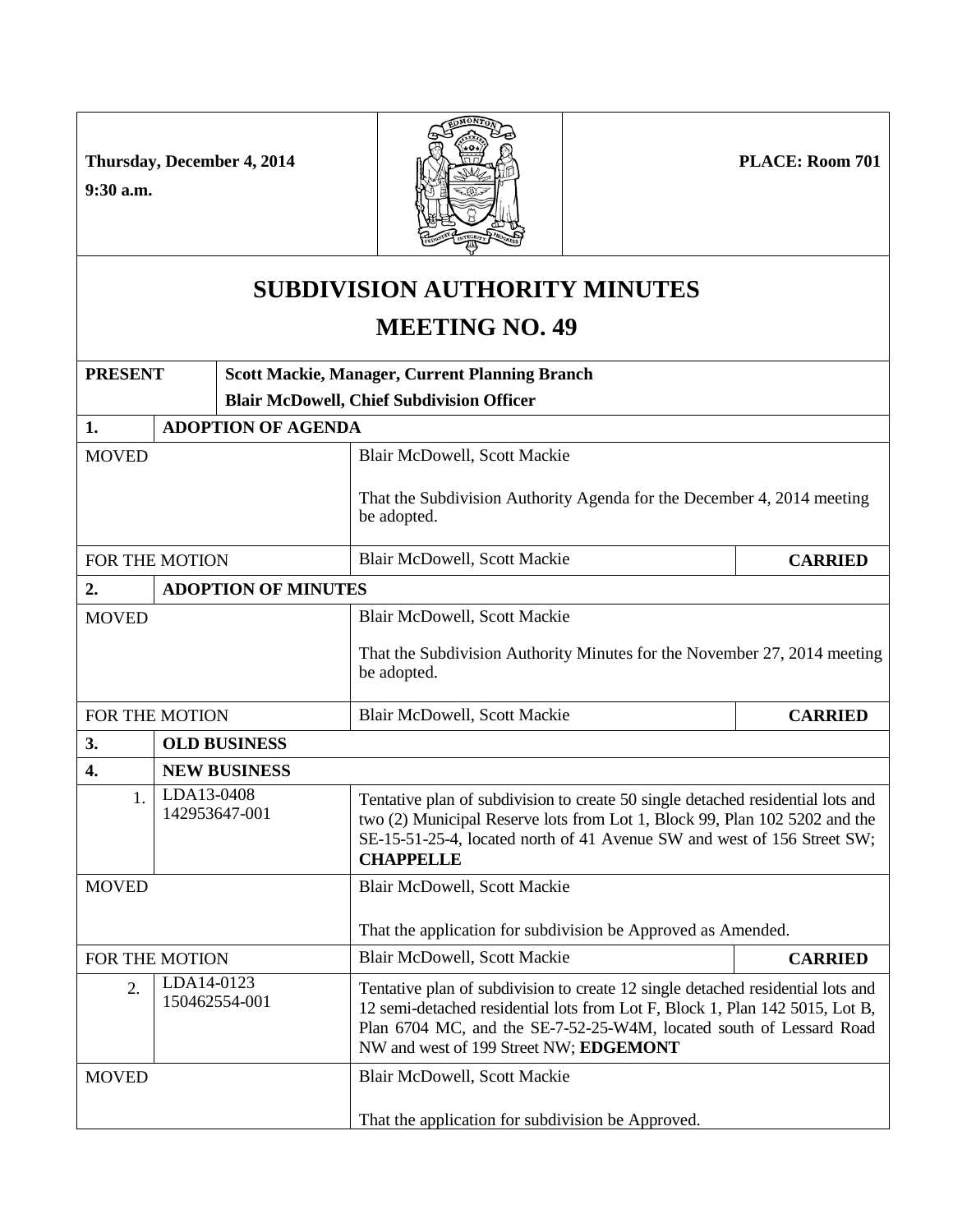Thursday, December 4, 2014

9:30 a.m.

**PLACE: Room 701**

# SUBDIVISION AUTHORITY MINUTES

# MEETING NO. 49

| | | | |
|---|---|---|---|
| **PRESENT** | **Scott Mackie, Manager, Current Planning Branch**<br>**Blair McDowell, Chief Subdivision Officer** | | |
| **1.** | **ADOPTION OF AGENDA** | | |
| MOVED | | Blair McDowell, Scott Mackie<br><br>That the Subdivision Authority Agenda for the December 4, 2014 meeting be adopted. | |
| FOR THE MOTION | | Blair McDowell, Scott Mackie | **CARRIED** |
| **2.** | **ADOPTION OF MINUTES** | | |
| MOVED | | Blair McDowell, Scott Mackie<br><br>That the Subdivision Authority Minutes for the November 27, 2014 meeting be adopted. | |
| FOR THE MOTION | | Blair McDowell, Scott Mackie | **CARRIED** |
| **3.** | **OLD BUSINESS** | | |
| **4.** | **NEW BUSINESS** | | |
| 1. | LDA13-0408<br>142953647-001 | Tentative plan of subdivision to create 50 single detached residential lots and two (2) Municipal Reserve lots from Lot 1, Block 99, Plan 102 5202 and the SE-15-51-25-4, located north of 41 Avenue SW and west of 156 Street SW; **CHAPPELLE** | |
| MOVED | | Blair McDowell, Scott Mackie<br><br>That the application for subdivision be Approved as Amended. | |
| FOR THE MOTION | | Blair McDowell, Scott Mackie | **CARRIED** |
| 2. | LDA14-0123<br>150462554-001 | Tentative plan of subdivision to create 12 single detached residential lots and 12 semi-detached residential lots from Lot F, Block 1, Plan 142 5015, Lot B, Plan 6704 MC, and the SE-7-52-25-W4M, located south of Lessard Road NW and west of 199 Street NW; **EDGEMONT** | |
| MOVED | | Blair McDowell, Scott Mackie<br><br>That the application for subdivision be Approved. | |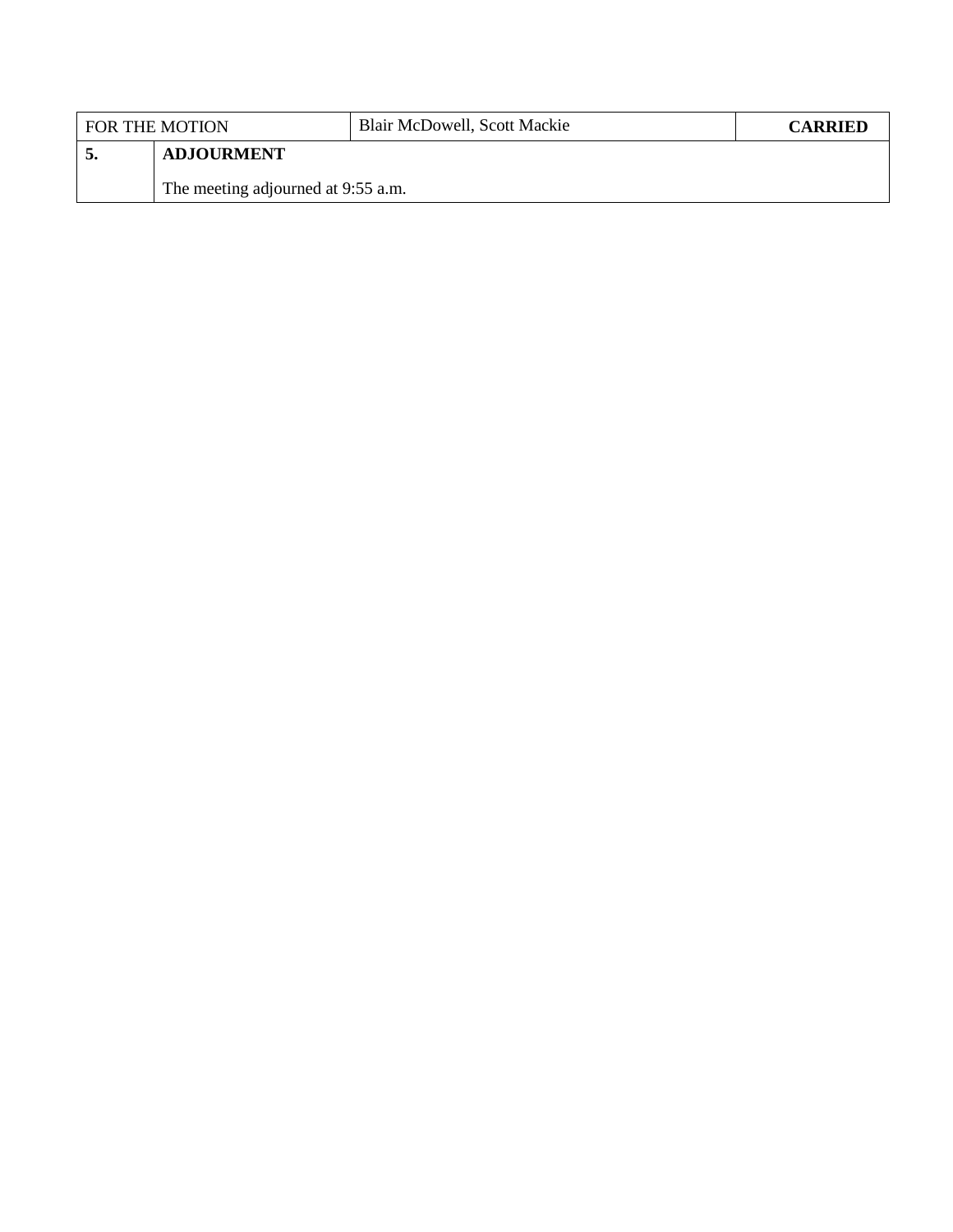| | | |
|---|---|---|
| FOR THE MOTION | Blair McDowell, Scott Mackie | **CARRIED** |
| **5.** | **ADJOURMENT**<br><br>The meeting adjourned at 9:55 a.m. | |